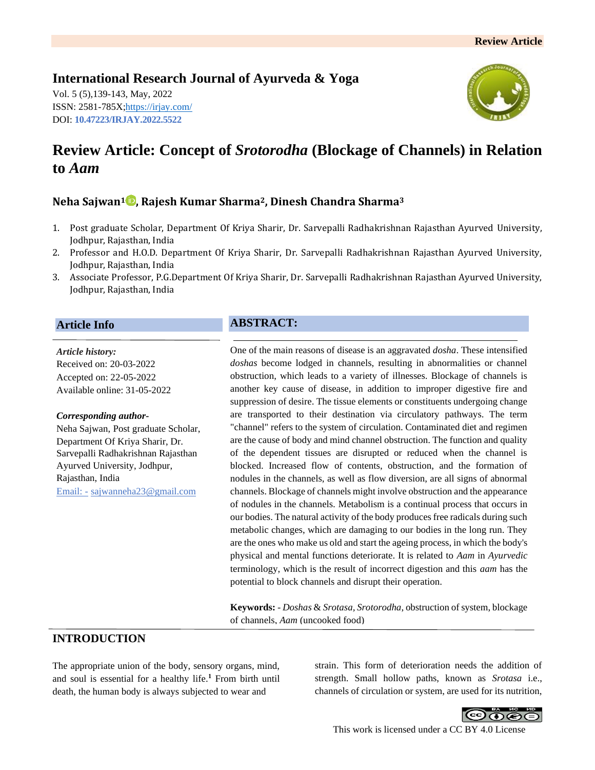Review Article

**International Research Journal of Ayurveda & Yoga**

Vol. 5 (5),139-143, May, 2022
ISSN: 2581-785X; https://irjay.com/
DOI: **10.47223/IRJAY.2022.5522**

# Review Article: Concept of *Srotorodha* (Blockage of Channels) in Relation to *Aam*

**Neha Sajwan[1], Rajesh Kumar Sharma[2], Dinesh Chandra Sharma[3]**

1. Post graduate Scholar, Department Of Kriya Sharir, Dr. Sarvepalli Radhakrishnan Rajasthan Ayurved University, Jodhpur, Rajasthan, India
2. Professor and H.O.D. Department Of Kriya Sharir, Dr. Sarvepalli Radhakrishnan Rajasthan Ayurved University, Jodhpur, Rajasthan, India
3. Associate Professor, P.G.Department Of Kriya Sharir, Dr. Sarvepalli Radhakrishnan Rajasthan Ayurved University, Jodhpur, Rajasthan, India

## Article Info

***Article history:***
Received on: 20-03-2022
Accepted on: 22-05-2022
Available online: 31-05-2022

***Corresponding author-***
Neha Sajwan, Post graduate Scholar, Department Of Kriya Sharir, Dr. Sarvepalli Radhakrishnan Rajasthan Ayurved University, Jodhpur, Rajasthan, India
Email: - sajwanneha23@gmail.com

## ABSTRACT:

One of the main reasons of disease is an aggravated *dosha*. These intensified *doshas* become lodged in channels, resulting in abnormalities or channel obstruction, which leads to a variety of illnesses. Blockage of channels is another key cause of disease, in addition to improper digestive fire and suppression of desire. The tissue elements or constituents undergoing change are transported to their destination via circulatory pathways. The term "channel" refers to the system of circulation. Contaminated diet and regimen are the cause of body and mind channel obstruction. The function and quality of the dependent tissues are disrupted or reduced when the channel is blocked. Increased flow of contents, obstruction, and the formation of nodules in the channels, as well as flow diversion, are all signs of abnormal channels. Blockage of channels might involve obstruction and the appearance of nodules in the channels. Metabolism is a continual process that occurs in our bodies. The natural activity of the body produces free radicals during such metabolic changes, which are damaging to our bodies in the long run. They are the ones who make us old and start the ageing process, in which the body's physical and mental functions deteriorate. It is related to *Aam* in *Ayurvedic* terminology, which is the result of incorrect digestion and this *aam* has the potential to block channels and disrupt their operation.

**Keywords:** - *Doshas* & *Srotasa*, *Srotorodha*, obstruction of system, blockage of channels, *Aam* (uncooked food)

## INTRODUCTION

The appropriate union of the body, sensory organs, mind, and soul is essential for a healthy life.[1] From birth until death, the human body is always subjected to wear and strain. This form of deterioration needs the addition of strength. Small hollow paths, known as *Srotasa* i.e., channels of circulation or system, are used for its nutrition,

This work is licensed under a CC BY 4.0 License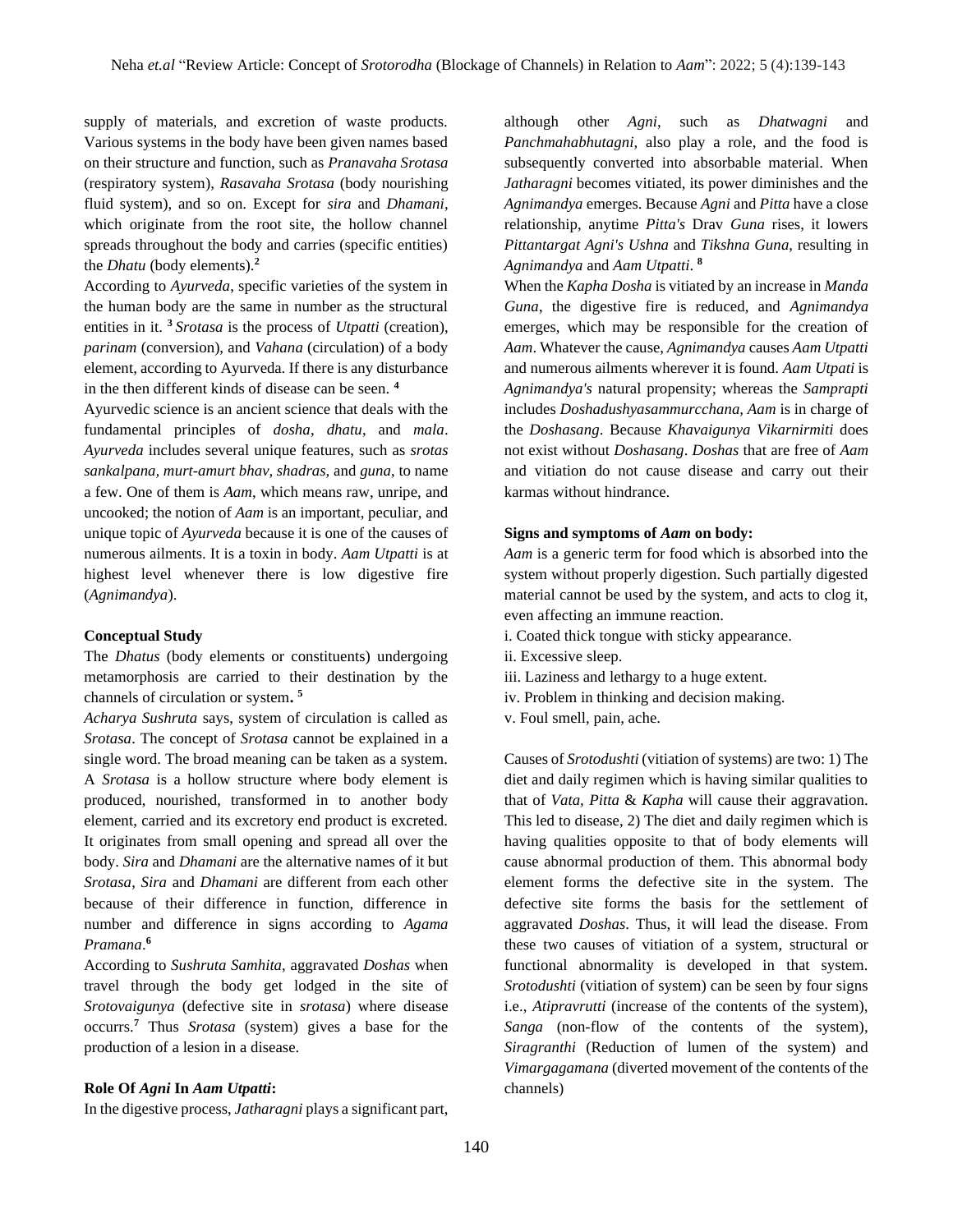supply of materials, and excretion of waste products. Various systems in the body have been given names based on their structure and function, such as *Pranavaha Srotasa* (respiratory system), *Rasavaha Srotasa* (body nourishing fluid system), and so on. Except for *sira* and *Dhamani*, which originate from the root site, the hollow channel spreads throughout the body and carries (specific entities) the *Dhatu* (body elements).[2]

According to *Ayurveda*, specific varieties of the system in the human body are the same in number as the structural entities in it. [3] *Srotasa* is the process of *Utpatti* (creation), *parinam* (conversion), and *Vahana* (circulation) of a body element, according to Ayurveda. If there is any disturbance in the then different kinds of disease can be seen. [4]

Ayurvedic science is an ancient science that deals with the fundamental principles of *dosha*, *dhatu*, and *mala*. *Ayurveda* includes several unique features, such as *srotas sankalpana, murt-amurt bhav, shadras,* and *guna*, to name a few. One of them is *Aam*, which means raw, unripe, and uncooked; the notion of *Aam* is an important, peculiar, and unique topic of *Ayurveda* because it is one of the causes of numerous ailments. It is a toxin in body. *Aam Utpatti* is at highest level whenever there is low digestive fire (*Agnimandya*).

**Conceptual Study**

The *Dhatus* (body elements or constituents) undergoing metamorphosis are carried to their destination by the channels of circulation or system**.** [5]

*Acharya Sushruta* says, system of circulation is called as *Srotasa*. The concept of *Srotasa* cannot be explained in a single word. The broad meaning can be taken as a system. A *Srotasa* is a hollow structure where body element is produced, nourished, transformed in to another body element, carried and its excretory end product is excreted. It originates from small opening and spread all over the body. *Sira* and *Dhamani* are the alternative names of it but *Srotasa*, *Sira* and *Dhamani* are different from each other because of their difference in function, difference in number and difference in signs according to *Agama Pramana*.[6]

According to *Sushruta Samhita*, aggravated *Doshas* when travel through the body get lodged in the site of *Srotovaigunya* (defective site in *srotasa*) where disease occurrs.[7] Thus *Srotasa* (system) gives a base for the production of a lesion in a disease.

**Role Of *Agni* In *Aam Utpatti*:**

In the digestive process, *Jatharagni* plays a significant part, although other *Agni*, such as *Dhatwagni* and *Panchmahabhutagni*, also play a role, and the food is subsequently converted into absorbable material. When *Jatharagni* becomes vitiated, its power diminishes and the *Agnimandya* emerges. Because *Agni* and *Pitta* have a close relationship, anytime *Pitta's* Drav *Guna* rises, it lowers *Pittantargat Agni's Ushna* and *Tikshna Guna*, resulting in *Agnimandya* and *Aam Utpatti*. [8]

When the *Kapha Dosha* is vitiated by an increase in *Manda Guna*, the digestive fire is reduced, and *Agnimandya* emerges, which may be responsible for the creation of *Aam*. Whatever the cause, *Agnimandya* causes *Aam Utpatti* and numerous ailments wherever it is found. *Aam Utpati* is *Agnimandya's* natural propensity; whereas the *Samprapti* includes *Doshadushyasammurcchana, Aam* is in charge of the *Doshasang*. Because *Khavaigunya Vikarnirmiti* does not exist without *Doshasang*. *Doshas* that are free of *Aam* and vitiation do not cause disease and carry out their karmas without hindrance.

**Signs and symptoms of *Aam* on body:**

*Aam* is a generic term for food which is absorbed into the system without properly digestion. Such partially digested material cannot be used by the system, and acts to clog it, even affecting an immune reaction.

i. Coated thick tongue with sticky appearance.
ii. Excessive sleep.
iii. Laziness and lethargy to a huge extent.
iv. Problem in thinking and decision making.
v. Foul smell, pain, ache.

Causes of *Srotodushti* (vitiation of systems) are two: 1) The diet and daily regimen which is having similar qualities to that of *Vata, Pitta* & *Kapha* will cause their aggravation. This led to disease, 2) The diet and daily regimen which is having qualities opposite to that of body elements will cause abnormal production of them. This abnormal body element forms the defective site in the system. The defective site forms the basis for the settlement of aggravated *Doshas*. Thus, it will lead the disease. From these two causes of vitiation of a system, structural or functional abnormality is developed in that system. *Srotodushti* (vitiation of system) can be seen by four signs i.e., *Atipravrutti* (increase of the contents of the system), *Sanga* (non-flow of the contents of the system), *Siragranthi* (Reduction of lumen of the system) and *Vimargagamana* (diverted movement of the contents of the channels)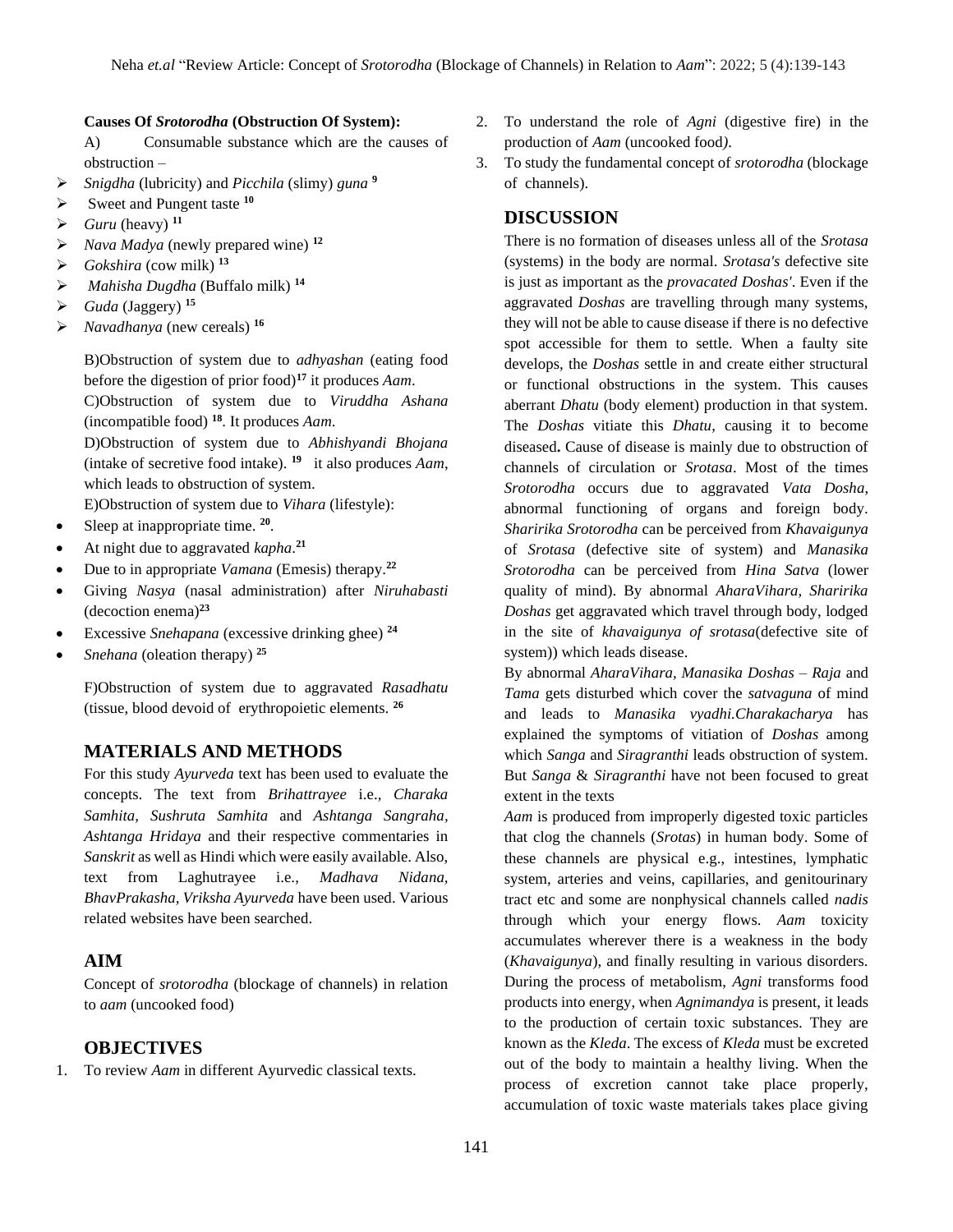**Causes Of *Srotorodha* (Obstruction Of System):**

A) Consumable substance which are the causes of obstruction –

- *Snigdha* (lubricity) and *Picchila* (slimy) *guna* [9]
- Sweet and Pungent taste [10]
- *Guru* (heavy) [11]
- *Nava Madya* (newly prepared wine) [12]
- *Gokshira* (cow milk) [13]
- *Mahisha Dugdha* (Buffalo milk) [14]
- *Guda* (Jaggery) [15]
- *Navadhanya* (new cereals) [16]

B)Obstruction of system due to *adhyashan* (eating food before the digestion of prior food)[17] it produces *Aam*.

C)Obstruction of system due to *Viruddha Ashana* (incompatible food) [18]. It produces *Aam.*

D)Obstruction of system due to *Abhishyandi Bhojana* (intake of secretive food intake). [19] it also produces *Aam*, which leads to obstruction of system.

E)Obstruction of system due to *Vihara* (lifestyle):

- Sleep at inappropriate time. [20].
- At night due to aggravated *kapha*.[21]
- Due to in appropriate *Vamana* (Emesis) therapy.[22]
- Giving *Nasya* (nasal administration) after *Niruhabasti* (decoction enema)[23]
- Excessive *Snehapana* (excessive drinking ghee) [24]
- *Snehana* (oleation therapy) [25]

F)Obstruction of system due to aggravated *Rasadhatu* (tissue, blood devoid of erythropoietic elements. [26]

## MATERIALS AND METHODS

For this study *Ayurveda* text has been used to evaluate the concepts. The text from *Brihattrayee* i.e., *Charaka Samhita, Sushruta Samhita* and *Ashtanga Sangraha, Ashtanga Hridaya* and their respective commentaries in *Sanskrit* as well as Hindi which were easily available. Also, text from Laghutrayee i.e., *Madhava Nidana, BhavPrakasha, Vriksha Ayurveda* have been used. Various related websites have been searched.

## AIM

Concept of *srotorodha* (blockage of channels) in relation to *aam* (uncooked food)

## OBJECTIVES

1. To review *Aam* in different Ayurvedic classical texts.
2. To understand the role of *Agni* (digestive fire) in the production of *Aam* (uncooked food*).*
3. To study the fundamental concept of *srotorodha* (blockage of channels).

## DISCUSSION

There is no formation of diseases unless all of the *Srotasa* (systems) in the body are normal. *Srotasa's* defective site is just as important as the *provacated Doshas'*. Even if the aggravated *Doshas* are travelling through many systems, they will not be able to cause disease if there is no defective spot accessible for them to settle. When a faulty site develops, the *Doshas* settle in and create either structural or functional obstructions in the system. This causes aberrant *Dhatu* (body element) production in that system. The *Doshas* vitiate this *Dhatu*, causing it to become diseased**.** Cause of disease is mainly due to obstruction of channels of circulation or *Srotasa*. Most of the times *Srotorodha* occurs due to aggravated *Vata Dosha*, abnormal functioning of organs and foreign body. *Sharirika Srotorodha* can be perceived from *Khavaigunya* of *Srotasa* (defective site of system) and *Manasika Srotorodha* can be perceived from *Hina Satva* (lower quality of mind). By abnormal *AharaVihara, Sharirika Doshas* get aggravated which travel through body, lodged in the site of *khavaigunya of srotasa*(defective site of system)) which leads disease.

By abnormal *AharaVihara*, *Manasika Doshas* – *Raja* and *Tama* gets disturbed which cover the *satvaguna* of mind and leads to *Manasika vyadhi.Charakacharya* has explained the symptoms of vitiation of *Doshas* among which *Sanga* and *Siragranthi* leads obstruction of system. But *Sanga* & *Siragranthi* have not been focused to great extent in the texts

*Aam* is produced from improperly digested toxic particles that clog the channels (*Srotas*) in human body. Some of these channels are physical e.g., intestines, lymphatic system, arteries and veins, capillaries, and genitourinary tract etc and some are nonphysical channels called *nadis* through which your energy flows. *Aam* toxicity accumulates wherever there is a weakness in the body (*Khavaigunya*), and finally resulting in various disorders. During the process of metabolism, *Agni* transforms food products into energy, when *Agnimandya* is present, it leads to the production of certain toxic substances. They are known as the *Kleda*. The excess of *Kleda* must be excreted out of the body to maintain a healthy living. When the process of excretion cannot take place properly, accumulation of toxic waste materials takes place giving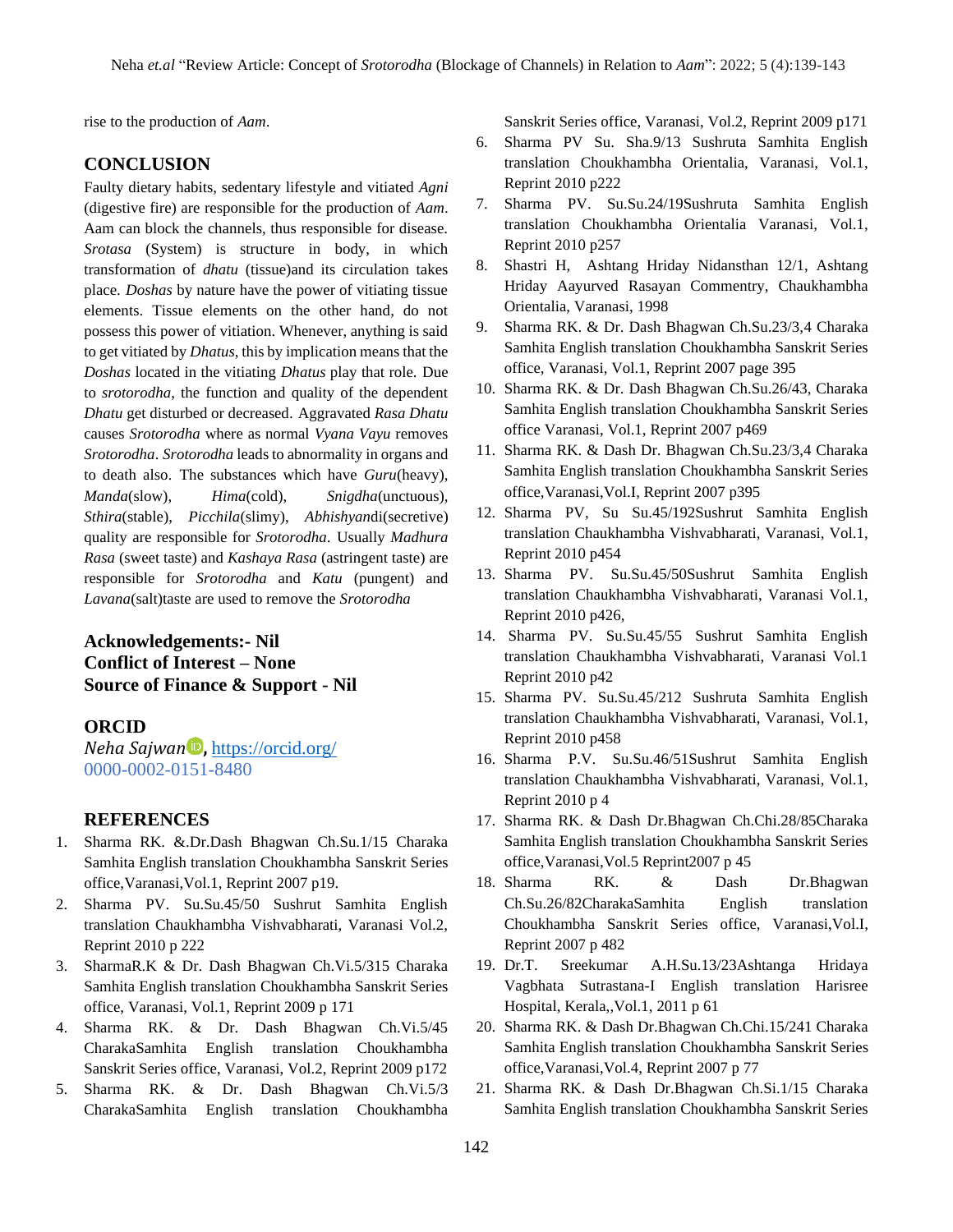rise to the production of *Aam*.

## CONCLUSION

Faulty dietary habits, sedentary lifestyle and vitiated *Agni* (digestive fire) are responsible for the production of *Aam*. Aam can block the channels, thus responsible for disease. *Srotasa* (System) is structure in body, in which transformation of *dhatu* (tissue)and its circulation takes place. *Doshas* by nature have the power of vitiating tissue elements. Tissue elements on the other hand, do not possess this power of vitiation. Whenever, anything is said to get vitiated by *Dhatus*, this by implication means that the *Doshas* located in the vitiating *Dhatus* play that role. Due to *srotorodha*, the function and quality of the dependent *Dhatu* get disturbed or decreased. Aggravated *Rasa Dhatu* causes *Srotorodha* where as normal *Vyana Vayu* removes *Srotorodha*. *Srotorodha* leads to abnormality in organs and to death also. The substances which have *Guru*(heavy), *Manda*(slow), *Hima*(cold), *Snigdha*(unctuous), *Sthira*(stable), *Picchila*(slimy), *Abhishyan*di(secretive) quality are responsible for *Srotorodha*. Usually *Madhura Rasa* (sweet taste) and *Kashaya Rasa* (astringent taste) are responsible for *Srotorodha* and *Katu* (pungent) and *Lavana*(salt)taste are used to remove the *Srotorodha*

**Acknowledgements:- Nil**
**Conflict of Interest – None**
**Source of Finance & Support - Nil**

## ORCID

***Neha Sajwan***, https://orcid.org/0000-0002-0151-8480

## REFERENCES

1. Sharma RK. &.Dr.Dash Bhagwan Ch.Su.1/15 Charaka Samhita English translation Choukhambha Sanskrit Series office,Varanasi,Vol.1, Reprint 2007 p19.
2. Sharma PV. Su.Su.45/50 Sushrut Samhita English translation Chaukhambha Vishvabharati, Varanasi Vol.2, Reprint 2010 p 222
3. SharmaR.K & Dr. Dash Bhagwan Ch.Vi.5/315 Charaka Samhita English translation Choukhambha Sanskrit Series office, Varanasi, Vol.1, Reprint 2009 p 171
4. Sharma RK. & Dr. Dash Bhagwan Ch.Vi.5/45 CharakaSamhita English translation Choukhambha Sanskrit Series office, Varanasi, Vol.2, Reprint 2009 p172
5. Sharma RK. & Dr. Dash Bhagwan Ch.Vi.5/3 CharakaSamhita English translation Choukhambha Sanskrit Series office, Varanasi, Vol.2, Reprint 2009 p171
6. Sharma PV Su. Sha.9/13 Sushruta Samhita English translation Choukhambha Orientalia, Varanasi, Vol.1, Reprint 2010 p222
7. Sharma PV. Su.Su.24/19Sushruta Samhita English translation Choukhambha Orientalia Varanasi, Vol.1, Reprint 2010 p257
8. Shastri H, Ashtang Hriday Nidansthan 12/1, Ashtang Hriday Aayurved Rasayan Commentry, Chaukhambha Orientalia, Varanasi, 1998
9. Sharma RK. & Dr. Dash Bhagwan Ch.Su.23/3,4 Charaka Samhita English translation Choukhambha Sanskrit Series office, Varanasi, Vol.1, Reprint 2007 page 395
10. Sharma RK. & Dr. Dash Bhagwan Ch.Su.26/43, Charaka Samhita English translation Choukhambha Sanskrit Series office Varanasi, Vol.1, Reprint 2007 p469
11. Sharma RK. & Dash Dr. Bhagwan Ch.Su.23/3,4 Charaka Samhita English translation Choukhambha Sanskrit Series office,Varanasi,Vol.I, Reprint 2007 p395
12. Sharma PV, Su Su.45/192Sushrut Samhita English translation Chaukhambha Vishvabharati, Varanasi, Vol.1, Reprint 2010 p454
13. Sharma PV. Su.Su.45/50Sushrut Samhita English translation Chaukhambha Vishvabharati, Varanasi Vol.1, Reprint 2010 p426,
14. Sharma PV. Su.Su.45/55 Sushrut Samhita English translation Chaukhambha Vishvabharati, Varanasi Vol.1 Reprint 2010 p42
15. Sharma PV. Su.Su.45/212 Sushruta Samhita English translation Chaukhambha Vishvabharati, Varanasi, Vol.1, Reprint 2010 p458
16. Sharma P.V. Su.Su.46/51Sushrut Samhita English translation Chaukhambha Vishvabharati, Varanasi, Vol.1, Reprint 2010 p 4
17. Sharma RK. & Dash Dr.Bhagwan Ch.Chi.28/85Charaka Samhita English translation Choukhambha Sanskrit Series office,Varanasi,Vol.5 Reprint2007 p 45
18. Sharma RK. & Dash Dr.Bhagwan Ch.Su.26/82CharakaSamhita English translation Choukhambha Sanskrit Series office, Varanasi,Vol.I, Reprint 2007 p 482
19. Dr.T. Sreekumar A.H.Su.13/23Ashtanga Hridaya Vagbhata Sutrastana-I English translation Harisree Hospital, Kerala,,Vol.1, 2011 p 61
20. Sharma RK. & Dash Dr.Bhagwan Ch.Chi.15/241 Charaka Samhita English translation Choukhambha Sanskrit Series office,Varanasi,Vol.4, Reprint 2007 p 77
21. Sharma RK. & Dash Dr.Bhagwan Ch.Si.1/15 Charaka Samhita English translation Choukhambha Sanskrit Series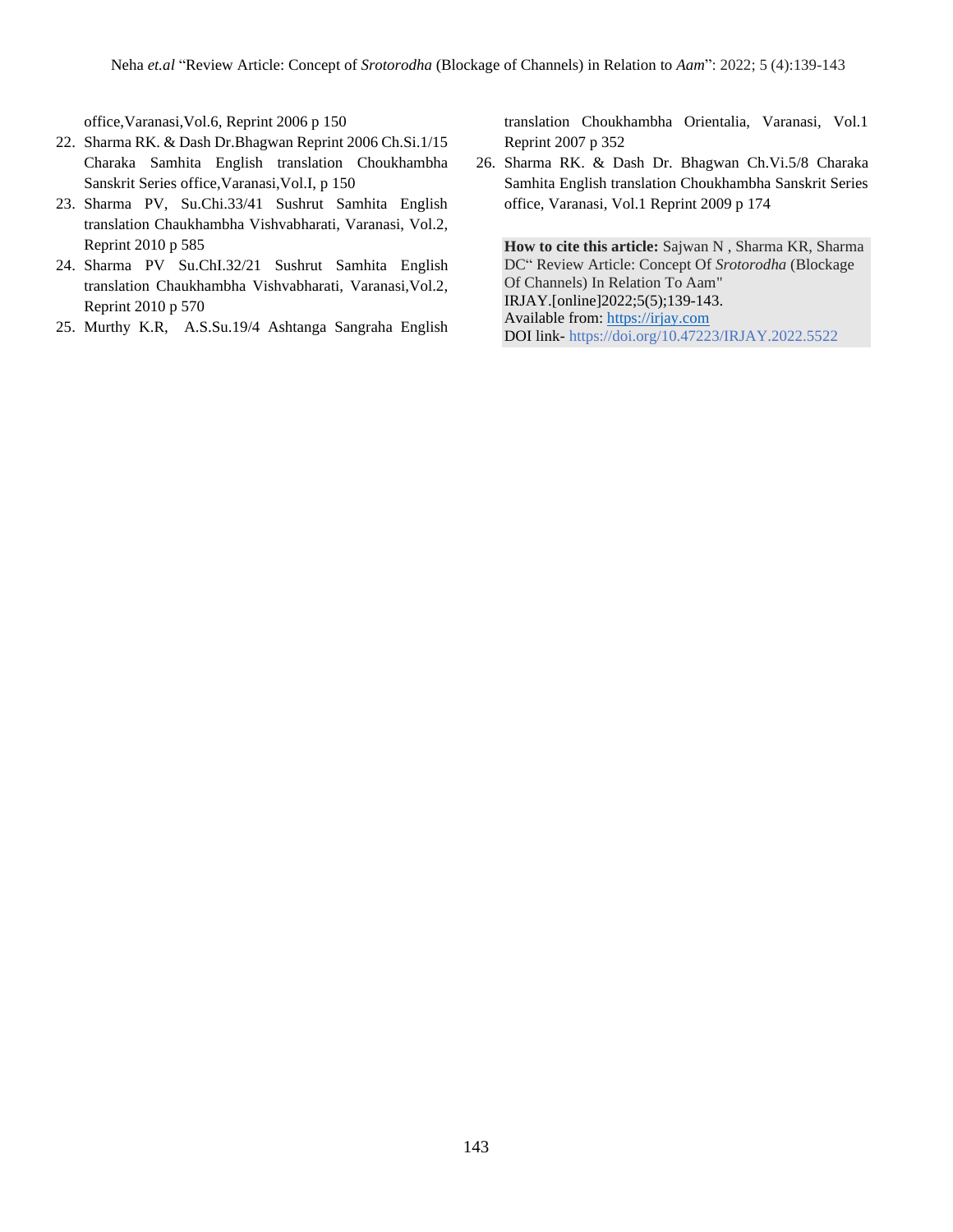office,Varanasi,Vol.6, Reprint 2006 p 150

22. Sharma RK. & Dash Dr.Bhagwan Reprint 2006 Ch.Si.1/15 Charaka Samhita English translation Choukhambha Sanskrit Series office,Varanasi,Vol.I, p 150
23. Sharma PV, Su.Chi.33/41 Sushrut Samhita English translation Chaukhambha Vishvabharati, Varanasi, Vol.2, Reprint 2010 p 585
24. Sharma PV Su.ChI.32/21 Sushrut Samhita English translation Chaukhambha Vishvabharati, Varanasi,Vol.2, Reprint 2010 p 570
25. Murthy K.R, A.S.Su.19/4 Ashtanga Sangraha English translation Choukhambha Orientalia, Varanasi, Vol.1 Reprint 2007 p 352
26. Sharma RK. & Dash Dr. Bhagwan Ch.Vi.5/8 Charaka Samhita English translation Choukhambha Sanskrit Series office, Varanasi, Vol.1 Reprint 2009 p 174

**How to cite this article:** Sajwan N , Sharma KR, Sharma DC" Review Article: Concept Of *Srotorodha* (Blockage Of Channels) In Relation To Aam"
IRJAY.[online]2022;5(5);139-143.
Available from: https://irjay.com
DOI link- https://doi.org/10.47223/IRJAY.2022.5522